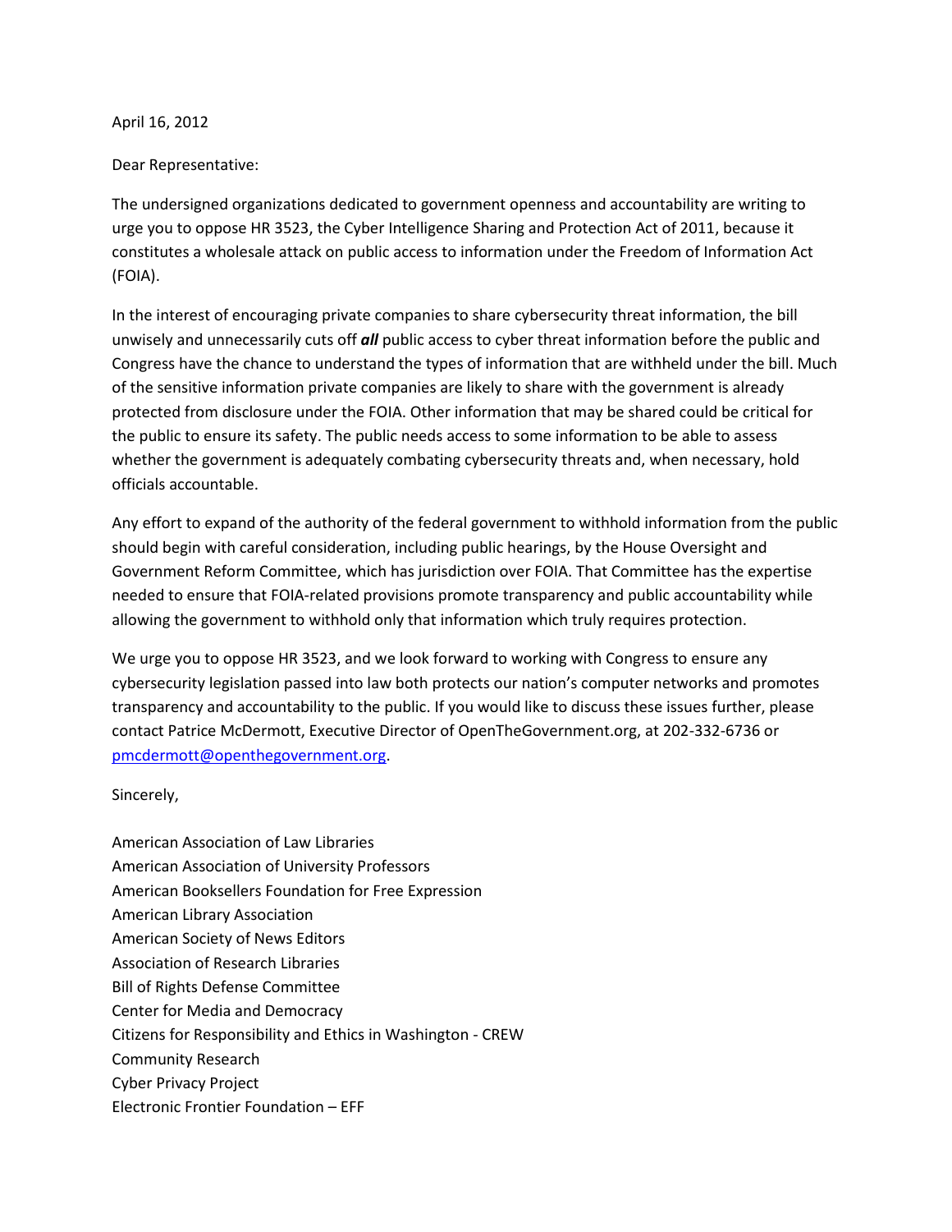April 16, 2012

Dear Representative:

The undersigned organizations dedicated to government openness and accountability are writing to urge you to oppose HR 3523, the Cyber Intelligence Sharing and Protection Act of 2011, because it constitutes a wholesale attack on public access to information under the Freedom of Information Act (FOIA).

In the interest of encouraging private companies to share cybersecurity threat information, the bill unwisely and unnecessarily cuts off ***all*** public access to cyber threat information before the public and Congress have the chance to understand the types of information that are withheld under the bill. Much of the sensitive information private companies are likely to share with the government is already protected from disclosure under the FOIA. Other information that may be shared could be critical for the public to ensure its safety. The public needs access to some information to be able to assess whether the government is adequately combating cybersecurity threats and, when necessary, hold officials accountable.

Any effort to expand of the authority of the federal government to withhold information from the public should begin with careful consideration, including public hearings, by the House Oversight and Government Reform Committee, which has jurisdiction over FOIA. That Committee has the expertise needed to ensure that FOIA-related provisions promote transparency and public accountability while allowing the government to withhold only that information which truly requires protection.

We urge you to oppose HR 3523, and we look forward to working with Congress to ensure any cybersecurity legislation passed into law both protects our nation's computer networks and promotes transparency and accountability to the public. If you would like to discuss these issues further, please contact Patrice McDermott, Executive Director of OpenTheGovernment.org, at 202-332-6736 or [pmcdermott@openthegovernment.org](mailto:pmcdermott@openthegovernment.org).

Sincerely,

American Association of Law Libraries
American Association of University Professors
American Booksellers Foundation for Free Expression
American Library Association
American Society of News Editors
Association of Research Libraries
Bill of Rights Defense Committee
Center for Media and Democracy
Citizens for Responsibility and Ethics in Washington - CREW
Community Research
Cyber Privacy Project
Electronic Frontier Foundation – EFF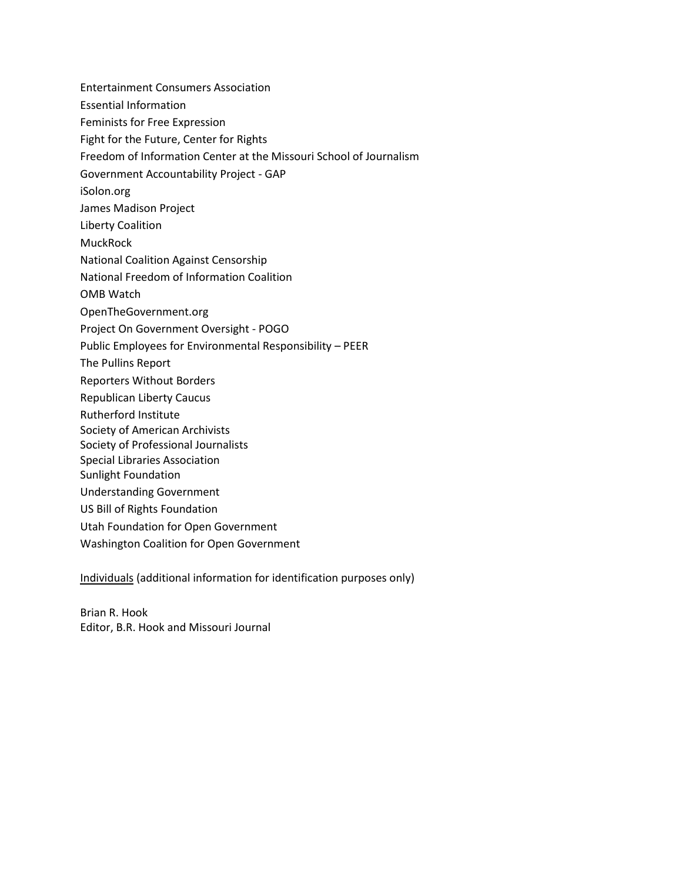Entertainment Consumers Association
Essential Information
Feminists for Free Expression
Fight for the Future, Center for Rights
Freedom of Information Center at the Missouri School of Journalism
Government Accountability Project - GAP
iSolon.org
James Madison Project
Liberty Coalition
MuckRock
National Coalition Against Censorship
National Freedom of Information Coalition
OMB Watch
OpenTheGovernment.org
Project On Government Oversight - POGO
Public Employees for Environmental Responsibility – PEER
The Pullins Report
Reporters Without Borders
Republican Liberty Caucus
Rutherford Institute
Society of American Archivists
Society of Professional Journalists
Special Libraries Association
Sunlight Foundation
Understanding Government
US Bill of Rights Foundation
Utah Foundation for Open Government
Washington Coalition for Open Government

<u>Individuals</u> (additional information for identification purposes only)

Brian R. Hook
Editor, B.R. Hook and Missouri Journal